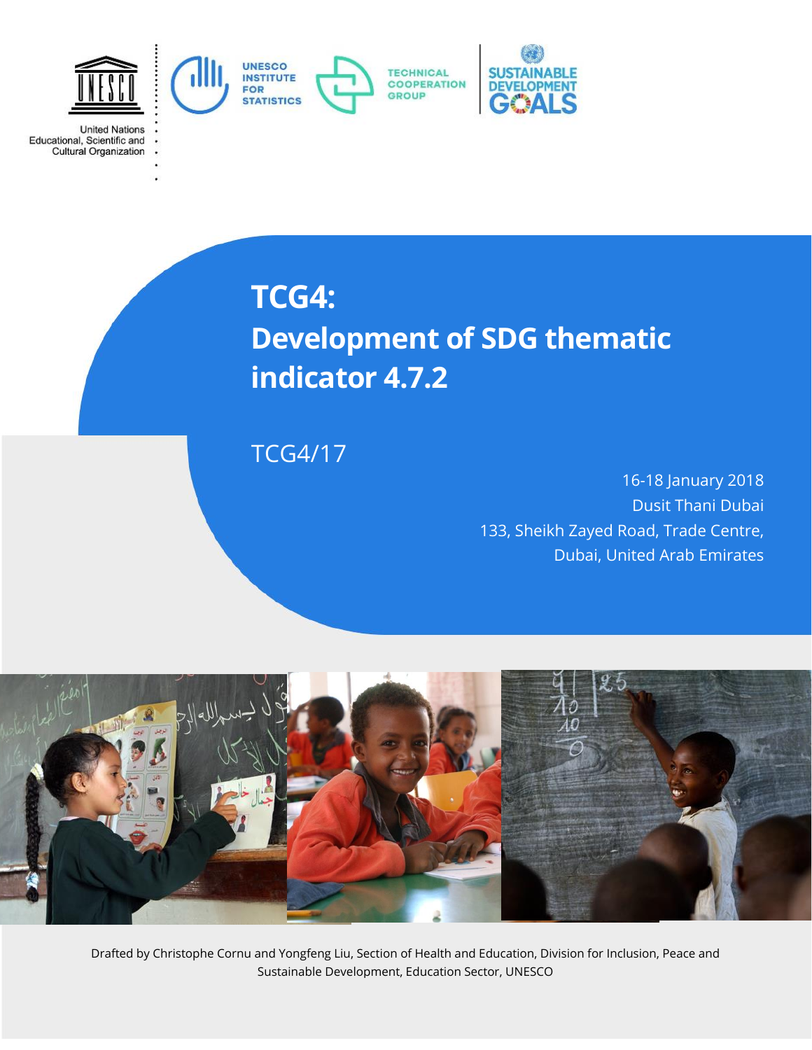United Nations
Educational, Scientific and
Cultural Organization

UNESCO INSTITUTE FOR STATISTICS

TECHNICAL COOPERATION GROUP

SUSTAINABLE DEVELOPMENT GOALS

# TCG4: Development of SDG thematic indicator 4.7.2

TCG4/17

16-18 January 2018
Dusit Thani Dubai
133, Sheikh Zayed Road, Trade Centre,
Dubai, United Arab Emirates

Drafted by Christophe Cornu and Yongfeng Liu, Section of Health and Education, Division for Inclusion, Peace and Sustainable Development, Education Sector, UNESCO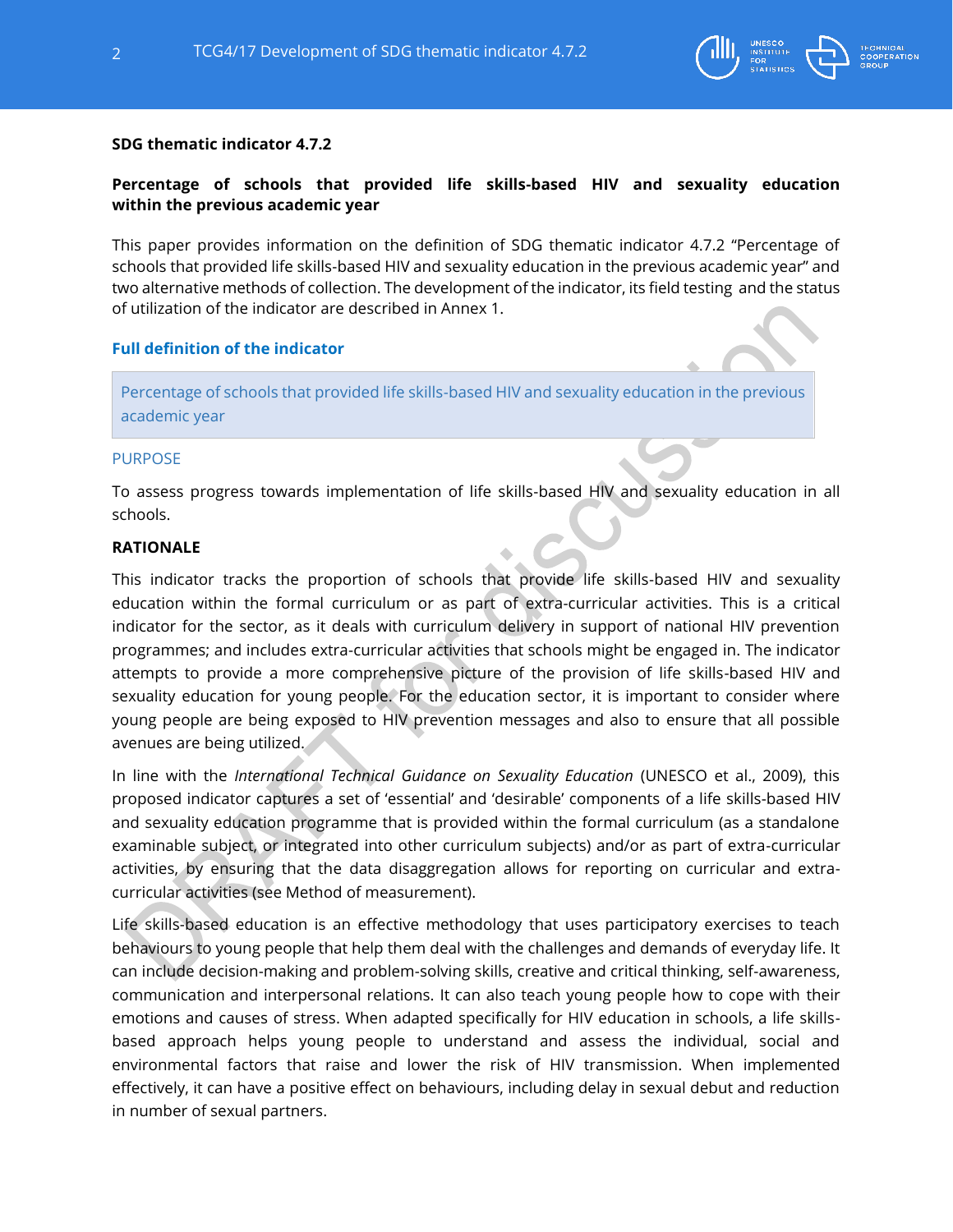**SDG thematic indicator 4.7.2**

**Percentage of schools that provided life skills-based HIV and sexuality education within the previous academic year**

This paper provides information on the definition of SDG thematic indicator 4.7.2 "Percentage of schools that provided life skills-based HIV and sexuality education in the previous academic year" and two alternative methods of collection. The development of the indicator, its field testing and the status of utilization of the indicator are described in Annex 1.

## Full definition of the indicator

Percentage of schools that provided life skills-based HIV and sexuality education in the previous academic year

### PURPOSE

To assess progress towards implementation of life skills-based HIV and sexuality education in all schools.

**RATIONALE**

This indicator tracks the proportion of schools that provide life skills-based HIV and sexuality education within the formal curriculum or as part of extra-curricular activities. This is a critical indicator for the sector, as it deals with curriculum delivery in support of national HIV prevention programmes; and includes extra-curricular activities that schools might be engaged in. The indicator attempts to provide a more comprehensive picture of the provision of life skills-based HIV and sexuality education for young people. For the education sector, it is important to consider where young people are being exposed to HIV prevention messages and also to ensure that all possible avenues are being utilized.

In line with the *International Technical Guidance on Sexuality Education* (UNESCO et al., 2009), this proposed indicator captures a set of 'essential' and 'desirable' components of a life skills-based HIV and sexuality education programme that is provided within the formal curriculum (as a standalone examinable subject, or integrated into other curriculum subjects) and/or as part of extra-curricular activities, by ensuring that the data disaggregation allows for reporting on curricular and extra-curricular activities (see Method of measurement).

Life skills-based education is an effective methodology that uses participatory exercises to teach behaviours to young people that help them deal with the challenges and demands of everyday life. It can include decision-making and problem-solving skills, creative and critical thinking, self-awareness, communication and interpersonal relations. It can also teach young people how to cope with their emotions and causes of stress. When adapted specifically for HIV education in schools, a life skills-based approach helps young people to understand and assess the individual, social and environmental factors that raise and lower the risk of HIV transmission. When implemented effectively, it can have a positive effect on behaviours, including delay in sexual debut and reduction in number of sexual partners.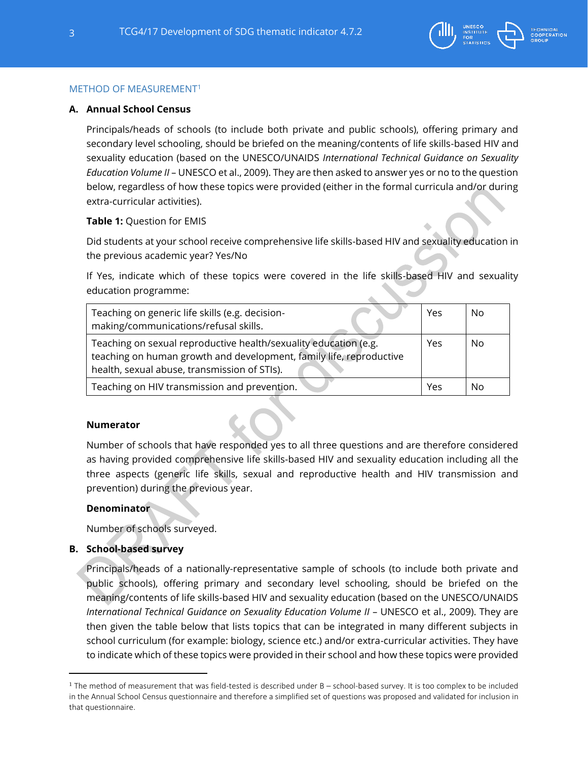METHOD OF MEASUREMENT[1]

**A. Annual School Census**

Principals/heads of schools (to include both private and public schools), offering primary and secondary level schooling, should be briefed on the meaning/contents of life skills-based HIV and sexuality education (based on the UNESCO/UNAIDS *International Technical Guidance on Sexuality Education Volume II* – UNESCO et al., 2009). They are then asked to answer yes or no to the question below, regardless of how these topics were provided (either in the formal curricula and/or during extra-curricular activities).

**Table 1:** Question for EMIS

Did students at your school receive comprehensive life skills-based HIV and sexuality education in the previous academic year? Yes/No

If Yes, indicate which of these topics were covered in the life skills-based HIV and sexuality education programme:

| | | |
|---|---|---|
| Teaching on generic life skills (e.g. decision-making/communications/refusal skills. | Yes | No |
| Teaching on sexual reproductive health/sexuality education (e.g. teaching on human growth and development, family life, reproductive health, sexual abuse, transmission of STIs). | Yes | No |
| Teaching on HIV transmission and prevention. | Yes | No |

**Numerator**

Number of schools that have responded yes to all three questions and are therefore considered as having provided comprehensive life skills-based HIV and sexuality education including all the three aspects (generic life skills, sexual and reproductive health and HIV transmission and prevention) during the previous year.

**Denominator**

Number of schools surveyed.

**B. School-based survey**

Principals/heads of a nationally-representative sample of schools (to include both private and public schools), offering primary and secondary level schooling, should be briefed on the meaning/contents of life skills-based HIV and sexuality education (based on the UNESCO/UNAIDS *International Technical Guidance on Sexuality Education Volume II* – UNESCO et al., 2009). They are then given the table below that lists topics that can be integrated in many different subjects in school curriculum (for example: biology, science etc.) and/or extra-curricular activities. They have to indicate which of these topics were provided in their school and how these topics were provided

[1] The method of measurement that was field-tested is described under B – school-based survey. It is too complex to be included in the Annual School Census questionnaire and therefore a simplified set of questions was proposed and validated for inclusion in that questionnaire.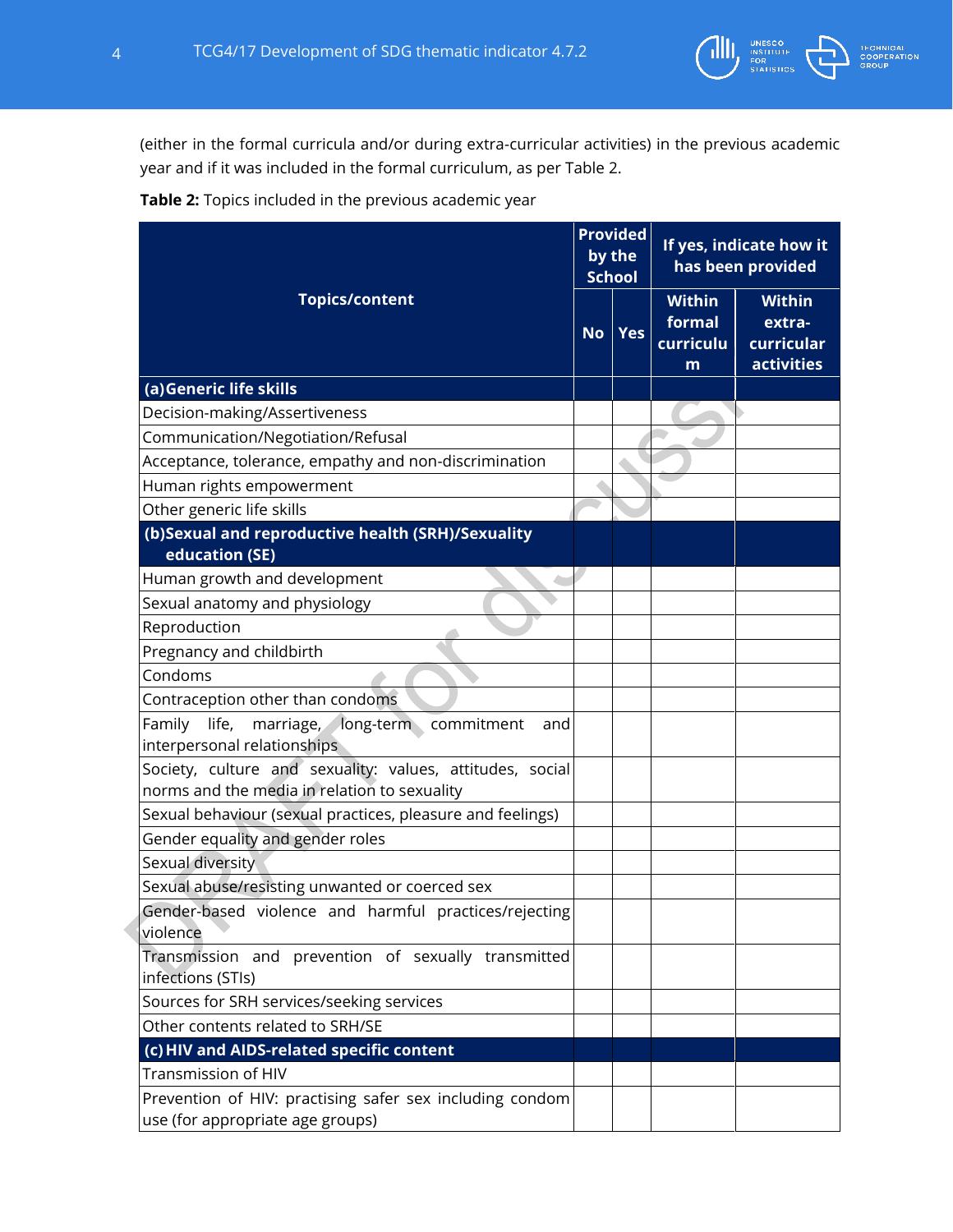(either in the formal curricula and/or during extra-curricular activities) in the previous academic year and if it was included in the formal curriculum, as per Table 2.

**Table 2:** Topics included in the previous academic year

| Topics/content | Provided by the School | | If yes, indicate how it has been provided | |
|---|---|---|---|---|
| | No | Yes | Within formal curriculum | Within extra-curricular activities |
| **(a) Generic life skills** | | | | |
| Decision-making/Assertiveness | | | | |
| Communication/Negotiation/Refusal | | | | |
| Acceptance, tolerance, empathy and non-discrimination | | | | |
| Human rights empowerment | | | | |
| Other generic life skills | | | | |
| **(b) Sexual and reproductive health (SRH)/Sexuality education (SE)** | | | | |
| Human growth and development | | | | |
| Sexual anatomy and physiology | | | | |
| Reproduction | | | | |
| Pregnancy and childbirth | | | | |
| Condoms | | | | |
| Contraception other than condoms | | | | |
| Family life, marriage, long-term commitment and interpersonal relationships | | | | |
| Society, culture and sexuality: values, attitudes, social norms and the media in relation to sexuality | | | | |
| Sexual behaviour (sexual practices, pleasure and feelings) | | | | |
| Gender equality and gender roles | | | | |
| Sexual diversity | | | | |
| Sexual abuse/resisting unwanted or coerced sex | | | | |
| Gender-based violence and harmful practices/rejecting violence | | | | |
| Transmission and prevention of sexually transmitted infections (STIs) | | | | |
| Sources for SRH services/seeking services | | | | |
| Other contents related to SRH/SE | | | | |
| **(c) HIV and AIDS-related specific content** | | | | |
| Transmission of HIV | | | | |
| Prevention of HIV: practising safer sex including condom use (for appropriate age groups) | | | | |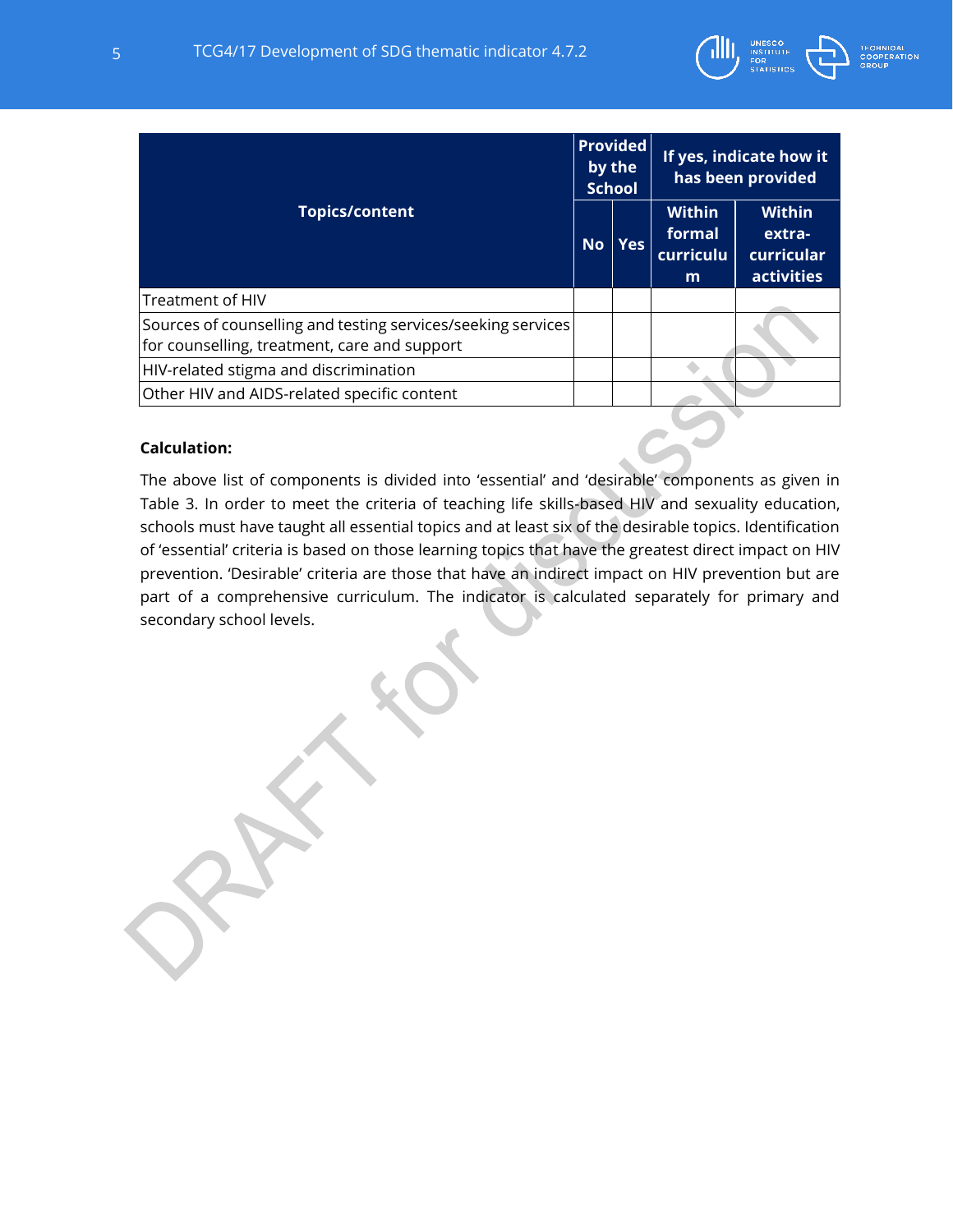| Topics/content | Provided by the School | | If yes, indicate how it has been provided | |
|---|---|---|---|---|
| | No | Yes | Within formal curriculum | Within extra-curricular activities |
| Treatment of HIV | | | | |
| Sources of counselling and testing services/seeking services for counselling, treatment, care and support | | | | |
| HIV-related stigma and discrimination | | | | |
| Other HIV and AIDS-related specific content | | | | |

**Calculation:**

The above list of components is divided into 'essential' and 'desirable' components as given in Table 3. In order to meet the criteria of teaching life skills-based HIV and sexuality education, schools must have taught all essential topics and at least six of the desirable topics. Identification of 'essential' criteria is based on those learning topics that have the greatest direct impact on HIV prevention. 'Desirable' criteria are those that have an indirect impact on HIV prevention but are part of a comprehensive curriculum. The indicator is calculated separately for primary and secondary school levels.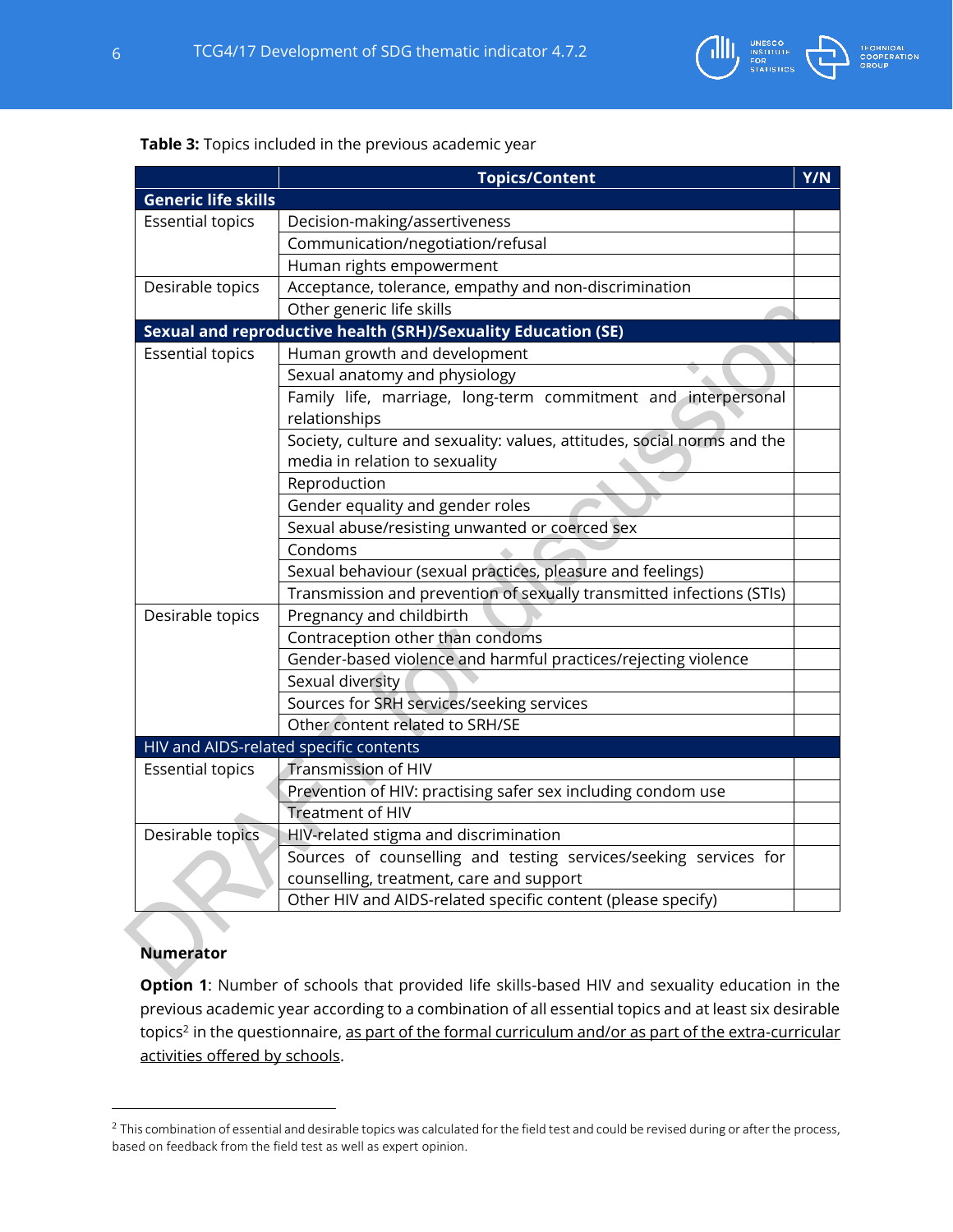**Table 3:** Topics included in the previous academic year

| | Topics/Content | Y/N |
|---|---|---|
| **Generic life skills** | | |
| Essential topics | Decision-making/assertiveness | |
| | Communication/negotiation/refusal | |
| | Human rights empowerment | |
| Desirable topics | Acceptance, tolerance, empathy and non-discrimination | |
| | Other generic life skills | |
| **Sexual and reproductive health (SRH)/Sexuality Education (SE)** | | |
| Essential topics | Human growth and development | |
| | Sexual anatomy and physiology | |
| | Family life, marriage, long-term commitment and interpersonal relationships | |
| | Society, culture and sexuality: values, attitudes, social norms and the media in relation to sexuality | |
| | Reproduction | |
| | Gender equality and gender roles | |
| | Sexual abuse/resisting unwanted or coerced sex | |
| | Condoms | |
| | Sexual behaviour (sexual practices, pleasure and feelings) | |
| | Transmission and prevention of sexually transmitted infections (STIs) | |
| Desirable topics | Pregnancy and childbirth | |
| | Contraception other than condoms | |
| | Gender-based violence and harmful practices/rejecting violence | |
| | Sexual diversity | |
| | Sources for SRH services/seeking services | |
| | Other content related to SRH/SE | |
| HIV and AIDS-related specific contents | | |
| Essential topics | Transmission of HIV | |
| | Prevention of HIV: practising safer sex including condom use | |
| | Treatment of HIV | |
| Desirable topics | HIV-related stigma and discrimination | |
| | Sources of counselling and testing services/seeking services for counselling, treatment, care and support | |
| | Other HIV and AIDS-related specific content (please specify) | |

**Numerator**

**Option 1**: Number of schools that provided life skills-based HIV and sexuality education in the previous academic year according to a combination of all essential topics and at least six desirable topics[2] in the questionnaire, as part of the formal curriculum and/or as part of the extra-curricular activities offered by schools.

[2] This combination of essential and desirable topics was calculated for the field test and could be revised during or after the process, based on feedback from the field test as well as expert opinion.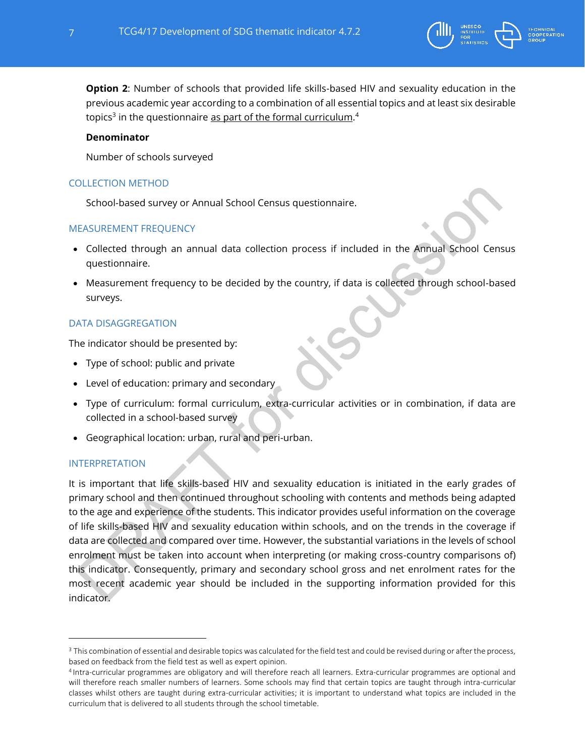**Option 2**: Number of schools that provided life skills-based HIV and sexuality education in the previous academic year according to a combination of all essential topics and at least six desirable topics[3] in the questionnaire as part of the formal curriculum.[4]

**Denominator**

Number of schools surveyed

### COLLECTION METHOD

School-based survey or Annual School Census questionnaire.

### MEASUREMENT FREQUENCY

- Collected through an annual data collection process if included in the Annual School Census questionnaire.
- Measurement frequency to be decided by the country, if data is collected through school-based surveys.

### DATA DISAGGREGATION

The indicator should be presented by:

- Type of school: public and private
- Level of education: primary and secondary
- Type of curriculum: formal curriculum, extra-curricular activities or in combination, if data are collected in a school-based survey
- Geographical location: urban, rural and peri-urban.

### INTERPRETATION

It is important that life skills-based HIV and sexuality education is initiated in the early grades of primary school and then continued throughout schooling with contents and methods being adapted to the age and experience of the students. This indicator provides useful information on the coverage of life skills-based HIV and sexuality education within schools, and on the trends in the coverage if data are collected and compared over time. However, the substantial variations in the levels of school enrolment must be taken into account when interpreting (or making cross-country comparisons of) this indicator. Consequently, primary and secondary school gross and net enrolment rates for the most recent academic year should be included in the supporting information provided for this indicator.

---

[3] This combination of essential and desirable topics was calculated for the field test and could be revised during or after the process, based on feedback from the field test as well as expert opinion.

[4] Intra-curricular programmes are obligatory and will therefore reach all learners. Extra-curricular programmes are optional and will therefore reach smaller numbers of learners. Some schools may find that certain topics are taught through intra-curricular classes whilst others are taught during extra-curricular activities; it is important to understand what topics are included in the curriculum that is delivered to all students through the school timetable.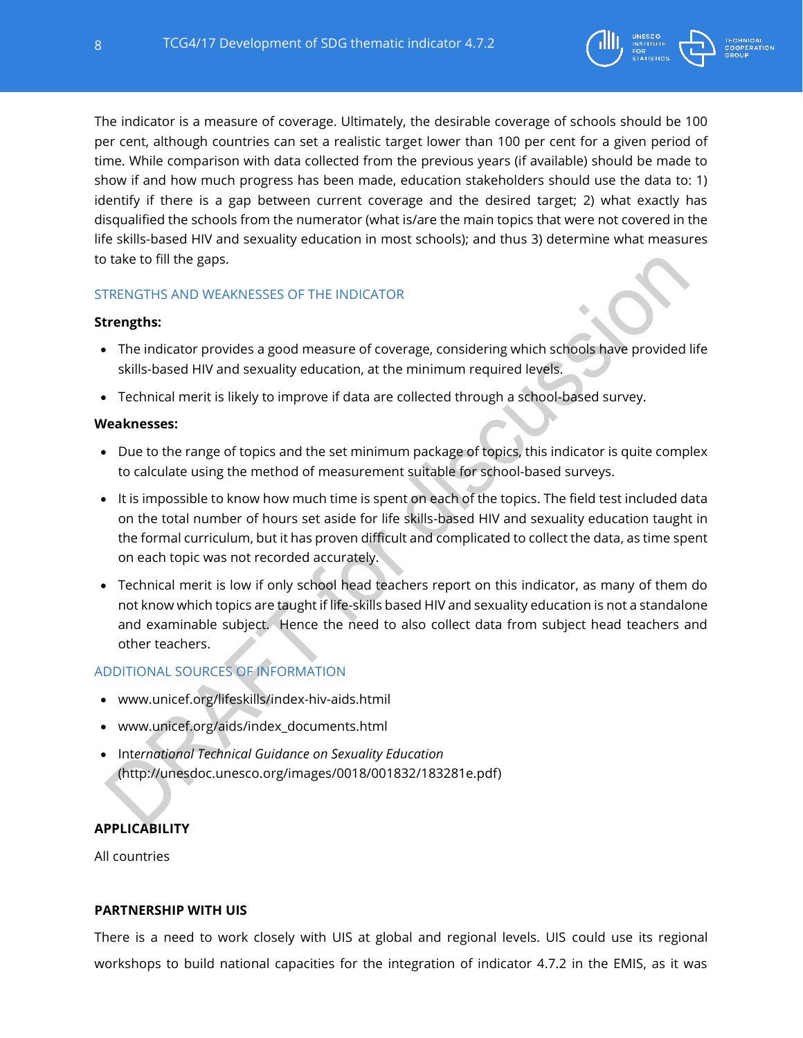The indicator is a measure of coverage. Ultimately, the desirable coverage of schools should be 100 per cent, although countries can set a realistic target lower than 100 per cent for a given period of time. While comparison with data collected from the previous years (if available) should be made to show if and how much progress has been made, education stakeholders should use the data to: 1) identify if there is a gap between current coverage and the desired target; 2) what exactly has disqualified the schools from the numerator (what is/are the main topics that were not covered in the life skills-based HIV and sexuality education in most schools); and thus 3) determine what measures to take to fill the gaps.

## STRENGTHS AND WEAKNESSES OF THE INDICATOR

**Strengths:**

- The indicator provides a good measure of coverage, considering which schools have provided life skills-based HIV and sexuality education, at the minimum required levels.
- Technical merit is likely to improve if data are collected through a school-based survey.

**Weaknesses:**

- Due to the range of topics and the set minimum package of topics, this indicator is quite complex to calculate using the method of measurement suitable for school-based surveys.
- It is impossible to know how much time is spent on each of the topics. The field test included data on the total number of hours set aside for life skills-based HIV and sexuality education taught in the formal curriculum, but it has proven difficult and complicated to collect the data, as time spent on each topic was not recorded accurately.
- Technical merit is low if only school head teachers report on this indicator, as many of them do not know which topics are taught if life-skills based HIV and sexuality education is not a standalone and examinable subject. Hence the need to also collect data from subject head teachers and other teachers.

## ADDITIONAL SOURCES OF INFORMATION

- www.unicef.org/lifeskills/index-hiv-aids.html
- www.unicef.org/aids/index_documents.html
- *International Technical Guidance on Sexuality Education* (http://unesdoc.unesco.org/images/0018/001832/183281e.pdf)

## APPLICABILITY

All countries

## PARTNERSHIP WITH UIS

There is a need to work closely with UIS at global and regional levels. UIS could use its regional workshops to build national capacities for the integration of indicator 4.7.2 in the EMIS, as it was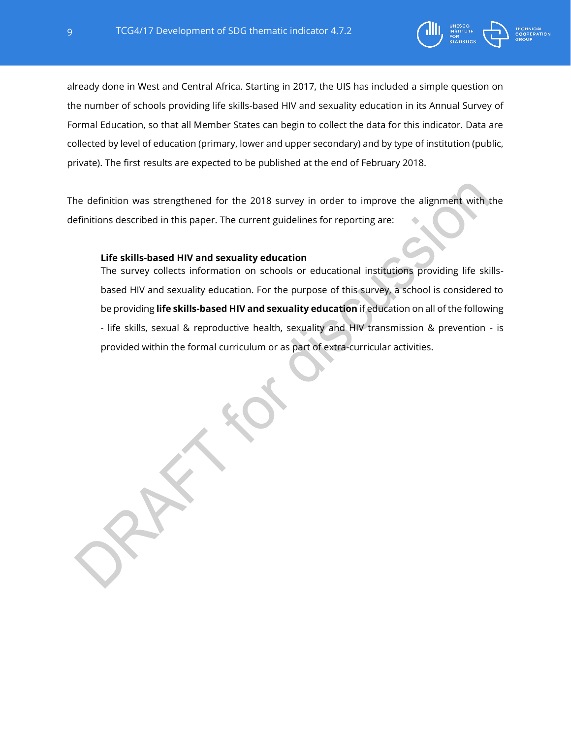already done in West and Central Africa. Starting in 2017, the UIS has included a simple question on the number of schools providing life skills-based HIV and sexuality education in its Annual Survey of Formal Education, so that all Member States can begin to collect the data for this indicator. Data are collected by level of education (primary, lower and upper secondary) and by type of institution (public, private). The first results are expected to be published at the end of February 2018.

The definition was strengthened for the 2018 survey in order to improve the alignment with the definitions described in this paper. The current guidelines for reporting are:

> **Life skills-based HIV and sexuality education**
> The survey collects information on schools or educational institutions providing life skills-based HIV and sexuality education. For the purpose of this survey, a school is considered to be providing **life skills-based HIV and sexuality education** if education on all of the following - life skills, sexual & reproductive health, sexuality and HIV transmission & prevention - is provided within the formal curriculum or as part of extra-curricular activities.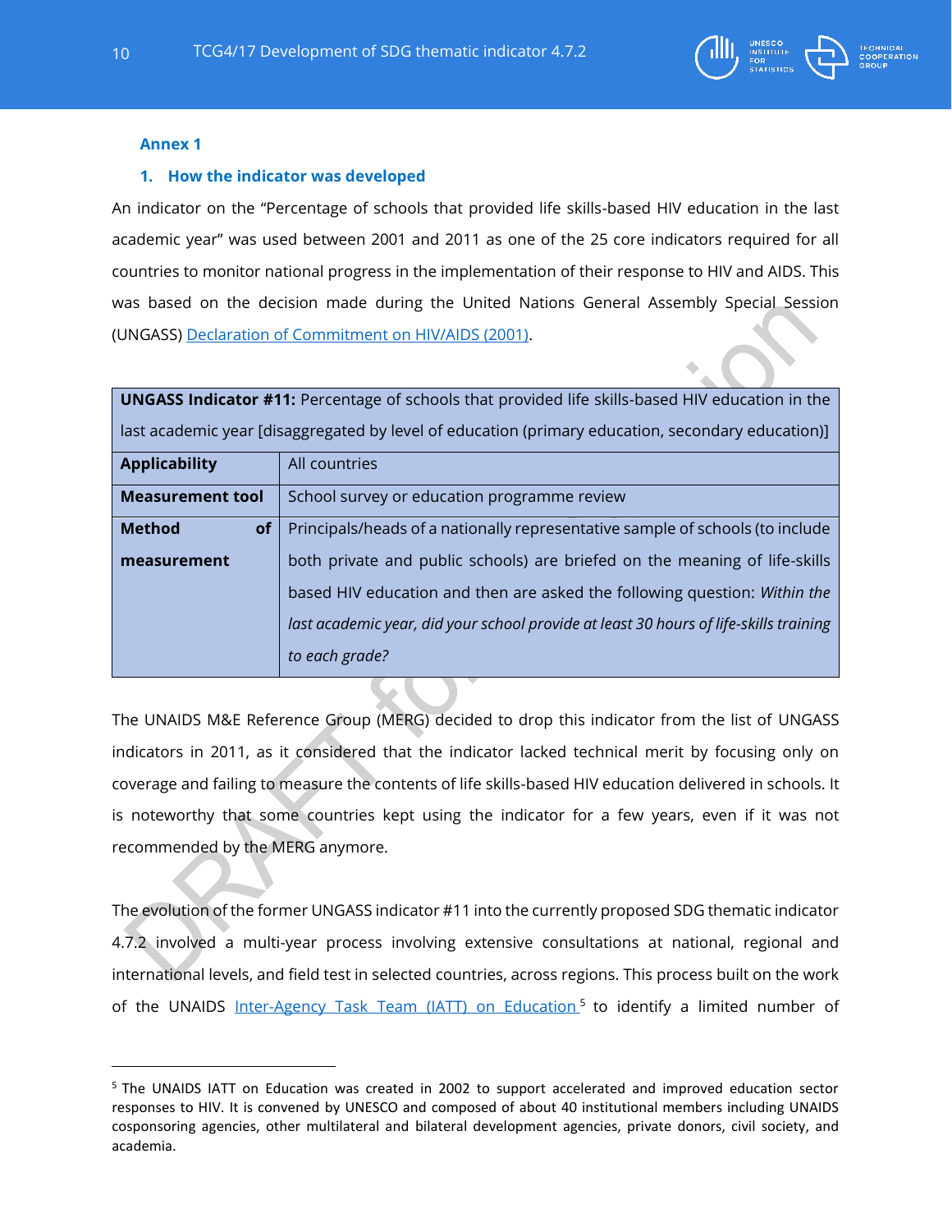## Annex 1

### 1. How the indicator was developed

An indicator on the "Percentage of schools that provided life skills-based HIV education in the last academic year" was used between 2001 and 2011 as one of the 25 core indicators required for all countries to monitor national progress in the implementation of their response to HIV and AIDS. This was based on the decision made during the United Nations General Assembly Special Session (UNGASS) Declaration of Commitment on HIV/AIDS (2001).

| **UNGASS Indicator #11:** Percentage of schools that provided life skills-based HIV education in the last academic year [disaggregated by level of education (primary education, secondary education)] | |
|---|---|
| **Applicability** | All countries |
| **Measurement tool** | School survey or education programme review |
| **Method of measurement** | Principals/heads of a nationally representative sample of schools (to include both private and public schools) are briefed on the meaning of life-skills based HIV education and then are asked the following question: *Within the last academic year, did your school provide at least 30 hours of life-skills training to each grade?* |

The UNAIDS M&E Reference Group (MERG) decided to drop this indicator from the list of UNGASS indicators in 2011, as it considered that the indicator lacked technical merit by focusing only on coverage and failing to measure the contents of life skills-based HIV education delivered in schools. It is noteworthy that some countries kept using the indicator for a few years, even if it was not recommended by the MERG anymore.

The evolution of the former UNGASS indicator #11 into the currently proposed SDG thematic indicator 4.7.2 involved a multi-year process involving extensive consultations at national, regional and international levels, and field test in selected countries, across regions. This process built on the work of the UNAIDS Inter-Agency Task Team (IATT) on Education [5] to identify a limited number of

[5] The UNAIDS IATT on Education was created in 2002 to support accelerated and improved education sector responses to HIV. It is convened by UNESCO and composed of about 40 institutional members including UNAIDS cosponsoring agencies, other multilateral and bilateral development agencies, private donors, civil society, and academia.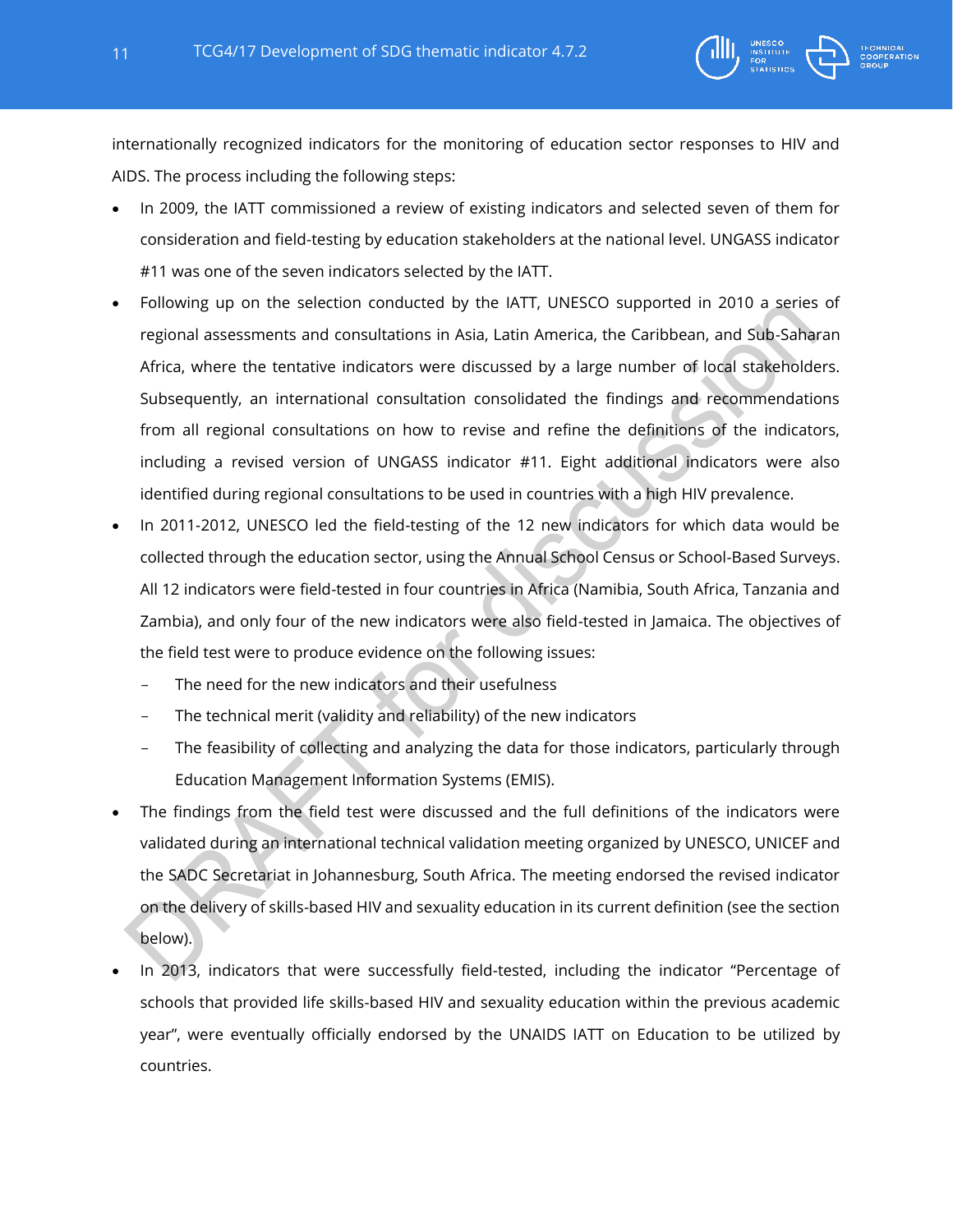internationally recognized indicators for the monitoring of education sector responses to HIV and AIDS. The process including the following steps:

- In 2009, the IATT commissioned a review of existing indicators and selected seven of them for consideration and field-testing by education stakeholders at the national level. UNGASS indicator #11 was one of the seven indicators selected by the IATT.
- Following up on the selection conducted by the IATT, UNESCO supported in 2010 a series of regional assessments and consultations in Asia, Latin America, the Caribbean, and Sub-Saharan Africa, where the tentative indicators were discussed by a large number of local stakeholders. Subsequently, an international consultation consolidated the findings and recommendations from all regional consultations on how to revise and refine the definitions of the indicators, including a revised version of UNGASS indicator #11. Eight additional indicators were also identified during regional consultations to be used in countries with a high HIV prevalence.
- In 2011-2012, UNESCO led the field-testing of the 12 new indicators for which data would be collected through the education sector, using the Annual School Census or School-Based Surveys. All 12 indicators were field-tested in four countries in Africa (Namibia, South Africa, Tanzania and Zambia), and only four of the new indicators were also field-tested in Jamaica. The objectives of the field test were to produce evidence on the following issues:
  - The need for the new indicators and their usefulness
  - The technical merit (validity and reliability) of the new indicators
  - The feasibility of collecting and analyzing the data for those indicators, particularly through Education Management Information Systems (EMIS).
- The findings from the field test were discussed and the full definitions of the indicators were validated during an international technical validation meeting organized by UNESCO, UNICEF and the SADC Secretariat in Johannesburg, South Africa. The meeting endorsed the revised indicator on the delivery of skills-based HIV and sexuality education in its current definition (see the section below).
- In 2013, indicators that were successfully field-tested, including the indicator "Percentage of schools that provided life skills-based HIV and sexuality education within the previous academic year", were eventually officially endorsed by the UNAIDS IATT on Education to be utilized by countries.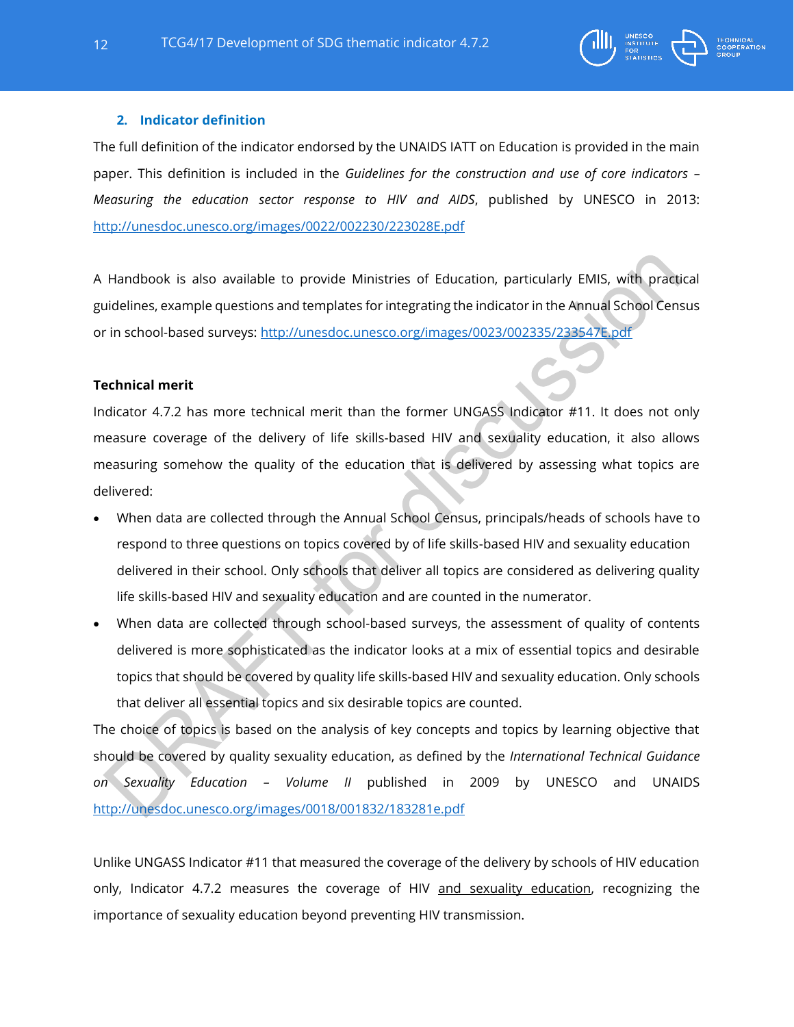## 2. Indicator definition

The full definition of the indicator endorsed by the UNAIDS IATT on Education is provided in the main paper. This definition is included in the *Guidelines for the construction and use of core indicators – Measuring the education sector response to HIV and AIDS*, published by UNESCO in 2013: http://unesdoc.unesco.org/images/0022/002230/223028E.pdf

A Handbook is also available to provide Ministries of Education, particularly EMIS, with practical guidelines, example questions and templates for integrating the indicator in the Annual School Census or in school-based surveys: http://unesdoc.unesco.org/images/0023/002335/233547E.pdf

**Technical merit**

Indicator 4.7.2 has more technical merit than the former UNGASS Indicator #11. It does not only measure coverage of the delivery of life skills-based HIV and sexuality education, it also allows measuring somehow the quality of the education that is delivered by assessing what topics are delivered:

- When data are collected through the Annual School Census, principals/heads of schools have to respond to three questions on topics covered by of life skills-based HIV and sexuality education delivered in their school. Only schools that deliver all topics are considered as delivering quality life skills-based HIV and sexuality education and are counted in the numerator.
- When data are collected through school-based surveys, the assessment of quality of contents delivered is more sophisticated as the indicator looks at a mix of essential topics and desirable topics that should be covered by quality life skills-based HIV and sexuality education. Only schools that deliver all essential topics and six desirable topics are counted.

The choice of topics is based on the analysis of key concepts and topics by learning objective that should be covered by quality sexuality education, as defined by the *International Technical Guidance on Sexuality Education – Volume II* published in 2009 by UNESCO and UNAIDS http://unesdoc.unesco.org/images/0018/001832/183281e.pdf

Unlike UNGASS Indicator #11 that measured the coverage of the delivery by schools of HIV education only, Indicator 4.7.2 measures the coverage of HIV and sexuality education, recognizing the importance of sexuality education beyond preventing HIV transmission.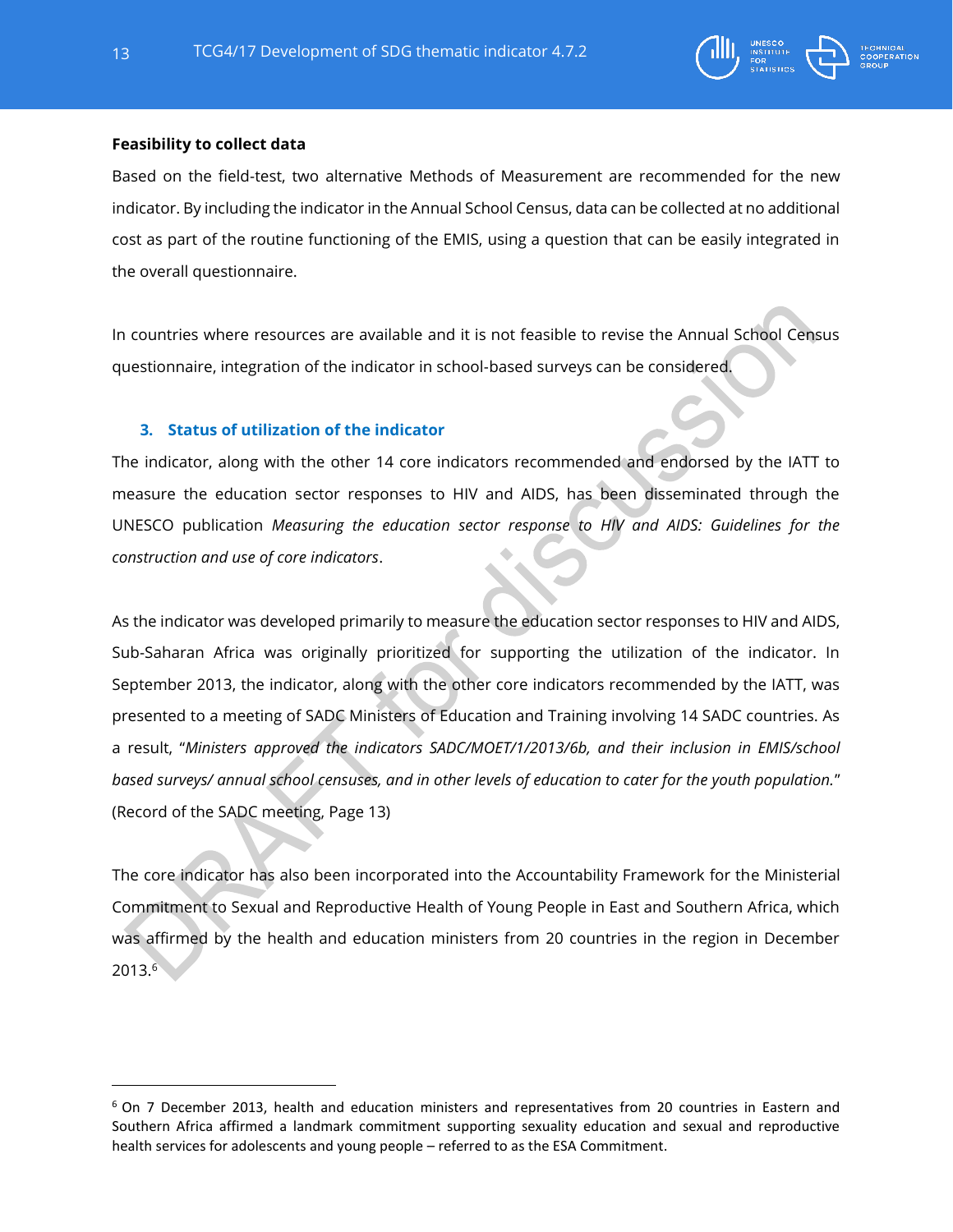**Feasibility to collect data**

Based on the field-test, two alternative Methods of Measurement are recommended for the new indicator. By including the indicator in the Annual School Census, data can be collected at no additional cost as part of the routine functioning of the EMIS, using a question that can be easily integrated in the overall questionnaire.

In countries where resources are available and it is not feasible to revise the Annual School Census questionnaire, integration of the indicator in school-based surveys can be considered.

### 3. Status of utilization of the indicator

The indicator, along with the other 14 core indicators recommended and endorsed by the IATT to measure the education sector responses to HIV and AIDS, has been disseminated through the UNESCO publication *Measuring the education sector response to HIV and AIDS: Guidelines for the construction and use of core indicators*.

As the indicator was developed primarily to measure the education sector responses to HIV and AIDS, Sub-Saharan Africa was originally prioritized for supporting the utilization of the indicator. In September 2013, the indicator, along with the other core indicators recommended by the IATT, was presented to a meeting of SADC Ministers of Education and Training involving 14 SADC countries. As a result, "*Ministers approved the indicators SADC/MOET/1/2013/6b, and their inclusion in EMIS/school based surveys/ annual school censuses, and in other levels of education to cater for the youth population.*" (Record of the SADC meeting, Page 13)

The core indicator has also been incorporated into the Accountability Framework for the Ministerial Commitment to Sexual and Reproductive Health of Young People in East and Southern Africa, which was affirmed by the health and education ministers from 20 countries in the region in December 2013.[6]

---

[6] On 7 December 2013, health and education ministers and representatives from 20 countries in Eastern and Southern Africa affirmed a landmark commitment supporting sexuality education and sexual and reproductive health services for adolescents and young people – referred to as the ESA Commitment.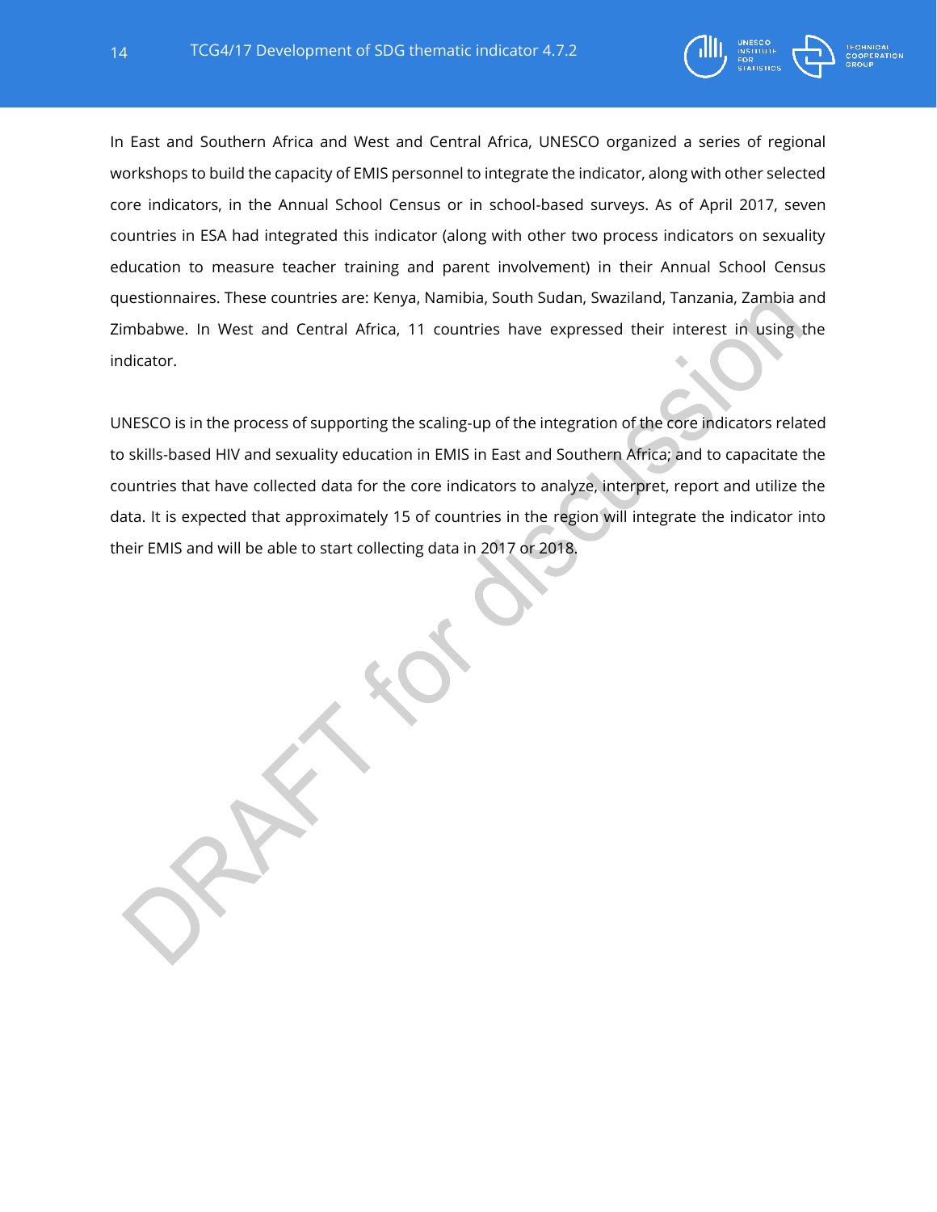In East and Southern Africa and West and Central Africa, UNESCO organized a series of regional workshops to build the capacity of EMIS personnel to integrate the indicator, along with other selected core indicators, in the Annual School Census or in school-based surveys. As of April 2017, seven countries in ESA had integrated this indicator (along with other two process indicators on sexuality education to measure teacher training and parent involvement) in their Annual School Census questionnaires. These countries are: Kenya, Namibia, South Sudan, Swaziland, Tanzania, Zambia and Zimbabwe. In West and Central Africa, 11 countries have expressed their interest in using the indicator.

UNESCO is in the process of supporting the scaling-up of the integration of the core indicators related to skills-based HIV and sexuality education in EMIS in East and Southern Africa; and to capacitate the countries that have collected data for the core indicators to analyze, interpret, report and utilize the data. It is expected that approximately 15 of countries in the region will integrate the indicator into their EMIS and will be able to start collecting data in 2017 or 2018.